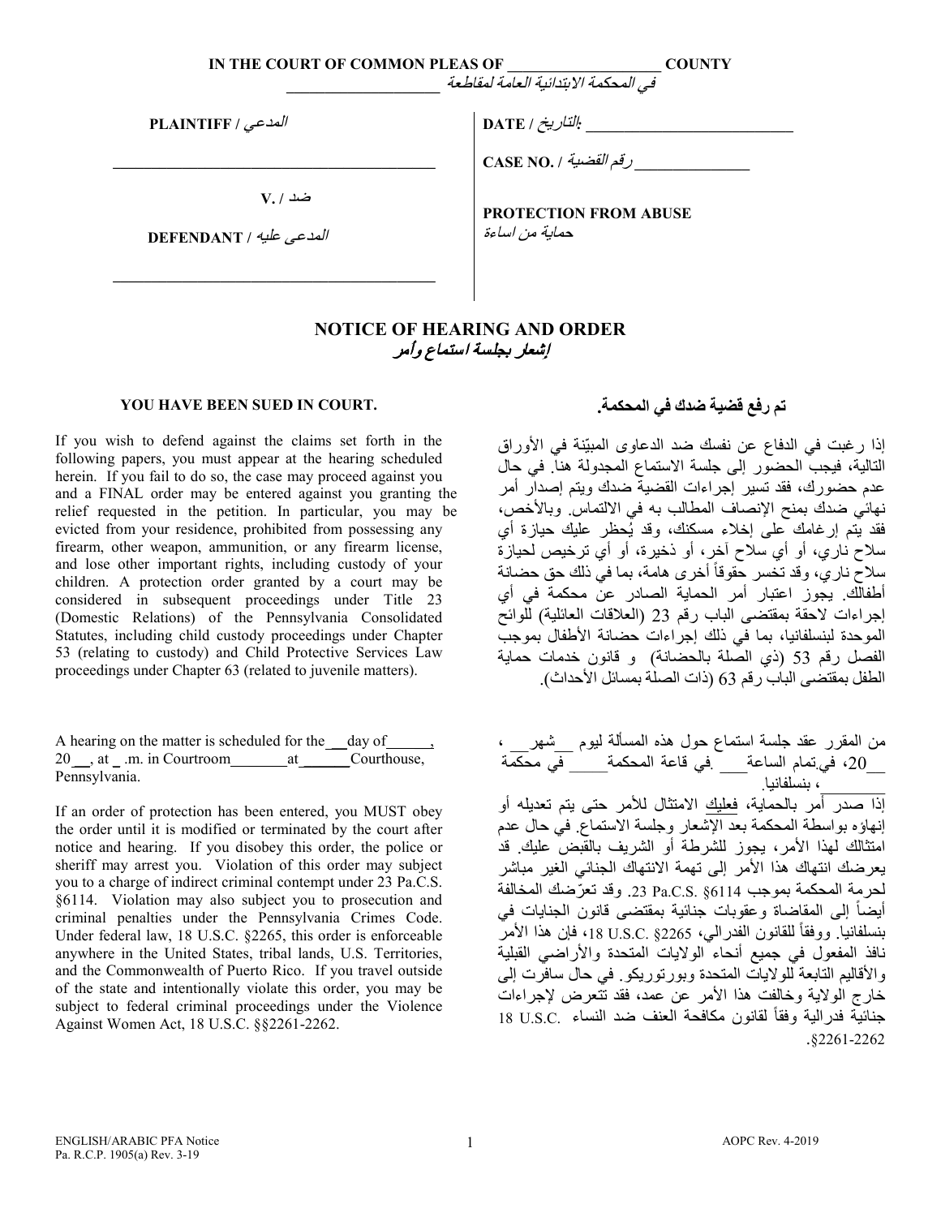**IN THE COURT OF COMMON PLEAS OF ____________________ COUNTY**
في المحكمة الابتدائية العامة لمقاطعة ____________________

| | |
|---|---|
| **PLAINTIFF** / المدعي<br><br>__________________________________________<br><br>**V.** / ضد<br><br>**DEFENDANT** / المدعى عليه<br><br>__________________________________________ | **DATE** / التاريخ: ____________________________<br><br>**CASE NO.** / رقم القضية ________________<br><br>**PROTECTION FROM ABUSE**<br>حماية من اساءة |

## NOTICE OF HEARING AND ORDER
## إشعار بجلسة استماع وأمر

**YOU HAVE BEEN SUED IN COURT.**

If you wish to defend against the claims set forth in the following papers, you must appear at the hearing scheduled herein. If you fail to do so, the case may proceed against you and a FINAL order may be entered against you granting the relief requested in the petition. In particular, you may be evicted from your residence, prohibited from possessing any firearm, other weapon, ammunition, or any firearm license, and lose other important rights, including custody of your children. A protection order granted by a court may be considered in subsequent proceedings under Title 23 (Domestic Relations) of the Pennsylvania Consolidated Statutes, including child custody proceedings under Chapter 53 (relating to custody) and Child Protective Services Law proceedings under Chapter 63 (related to juvenile matters).

A hearing on the matter is scheduled for the ___day of______, 20___, at _ .m. in Courtroom________at_______Courthouse, Pennsylvania.

If an order of protection has been entered, you MUST obey the order until it is modified or terminated by the court after notice and hearing. If you disobey this order, the police or sheriff may arrest you. Violation of this order may subject you to a charge of indirect criminal contempt under 23 Pa.C.S. §6114. Violation may also subject you to prosecution and criminal penalties under the Pennsylvania Crimes Code. Under federal law, 18 U.S.C. §2265, this order is enforceable anywhere in the United States, tribal lands, U.S. Territories, and the Commonwealth of Puerto Rico. If you travel outside of the state and intentionally violate this order, you may be subject to federal criminal proceedings under the Violence Against Women Act, 18 U.S.C. §§2261-2262.

**تم رفع قضية ضدك في المحكمة.**

إذا رغبت في الدفاع عن نفسك ضد الدعاوى المبيّنة في الأوراق التالية، فيجب الحضور إلى جلسة الاستماع المجدولة هنا. في حال عدم حضورك، فقد تسير إجراءات القضية ضدك ويتم إصدار أمر نهائي ضدك بمنح الإنصاف المطالب به في الالتماس. وبالأخص، فقد يتم إرغامك على إخلاء مسكنك، وقد يُحظر عليك حيازة أي سلاح ناري، أو أي سلاح آخر، أو ذخيرة، أو أي ترخيص لحيازة سلاح ناري، وقد تخسر حقوقاً أخرى هامة، بما في ذلك حق حضانة أطفالك. يجوز اعتبار أمر الحماية الصادر عن محكمة في أي إجراءات لاحقة بمقتضى الباب رقم 23 (العلاقات العائلية) للوائح الموحدة لبنسلفانيا، بما في ذلك إجراءات حضانة الأطفال بموجب الفصل رقم 53 (ذي الصلة بالحضانة) و قانون خدمات حماية الطفل بمقتضى الباب رقم 63 (ذات الصلة بمسائل الأحداث).

من المقرر عقد جلسة استماع حول هذه المسألة ليوم ___شهر___ ، ___20، في تمام الساعة ___ .في قاعة المحكمة____ في محكمة ______ ، بنسلفانيا.

إذا صدر أمر بالحماية، فعليك الامتثال للأمر حتى يتم تعديله أو إنهاؤه بواسطة المحكمة بعد الإشعار وجلسة الاستماع. في حال عدم امتثالك لهذا الأمر، يجوز للشرطة أو الشريف بالقبض عليك. قد يعرضك انتهاك هذا الأمر إلى تهمة الانتهاك الجنائي الغير مباشر لحرمة المحكمة بموجب 23 Pa.C.S. §6114. وقد تعرّضك المخالفة أيضاً إلى المقاضاة وعقوبات جنائية بمقتضى قانون الجنايات في بنسلفانيا. ووفقاً للقانون الفدرالي، 18 U.S.C. §2265، فإن هذا الأمر نافذ المفعول في جميع أنحاء الولايات المتحدة والأراضي القبلية والأقاليم التابعة للولايات المتحدة وبورتوريكو. في حال سافرت إلى خارج الولاية وخالفت هذا الأمر عن عمد، فقد تتعرض لإجراءات جنائية فدرالية وفقاً لقانون مكافحة العنف ضد النساء 18 U.S.C. §2261-2262.

ENGLISH/ARABIC PFA Notice
Pa. R.C.P. 1905(a) Rev. 3-19

AOPC Rev. 4-2019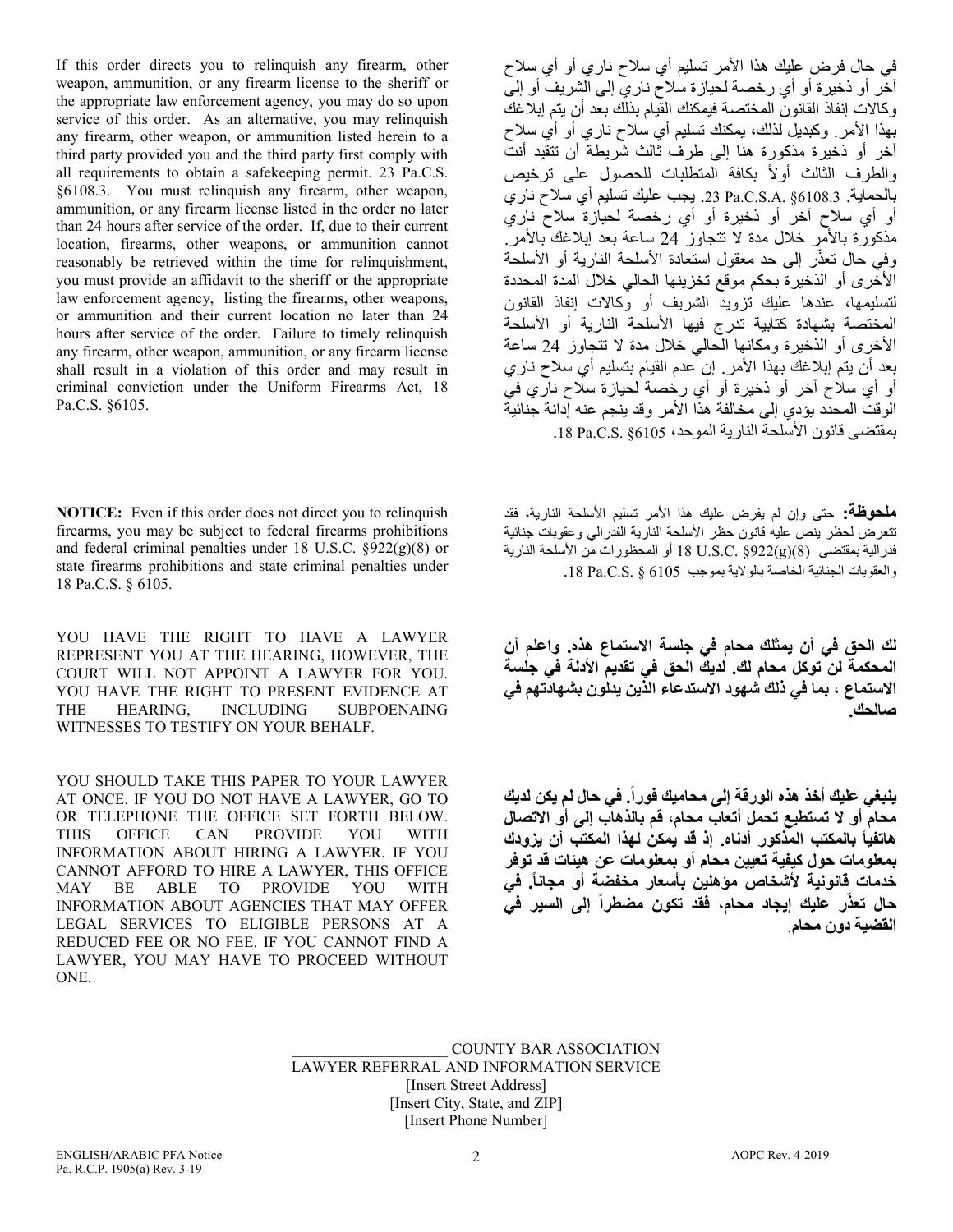If this order directs you to relinquish any firearm, other weapon, ammunition, or any firearm license to the sheriff or the appropriate law enforcement agency, you may do so upon service of this order. As an alternative, you may relinquish any firearm, other weapon, or ammunition listed herein to a third party provided you and the third party first comply with all requirements to obtain a safekeeping permit. 23 Pa.C.S. §6108.3. You must relinquish any firearm, other weapon, ammunition, or any firearm license listed in the order no later than 24 hours after service of the order. If, due to their current location, firearms, other weapons, or ammunition cannot reasonably be retrieved within the time for relinquishment, you must provide an affidavit to the sheriff or the appropriate law enforcement agency, listing the firearms, other weapons, or ammunition and their current location no later than 24 hours after service of the order. Failure to timely relinquish any firearm, other weapon, ammunition, or any firearm license shall result in a violation of this order and may result in criminal conviction under the Uniform Firearms Act, 18 Pa.C.S. §6105.

في حال فرض عليك هذا الأمر تسليم أي سلاح ناري أو أي سلاح آخر أو ذخيرة أو أي رخصة لحيازة سلاح ناري إلى الشريف أو إلى وكالات إنفاذ القانون المختصة فيمكنك القيام بذلك بعد أن يتم إبلاغك بهذا الأمر. وكبديل لذلك، يمكنك تسليم أي سلاح ناري أو أي سلاح آخر أو ذخيرة مذكورة هنا إلى طرف ثالث شريطة أن تتقيد أنت والطرف الثالث أولاً بكافة المتطلبات للحصول على ترخيص بالحماية. 23 Pa.C.S.A. §6108.3. يجب عليك تسليم أي سلاح ناري أو أي سلاح آخر أو ذخيرة أو أي رخصة لحيازة سلاح ناري مذكورة بالأمر خلال مدة لا تتجاوز 24 ساعة بعد إبلاغك بالأمر. وفي حال تعذّر إلى حد معقول استعادة الأسلحة النارية أو الأسلحة الأخرى أو الذخيرة بحكم موقع تخزينها الحالي خلال المدة المحددة لتسليمها، عندها عليك تزويد الشريف أو وكالات إنفاذ القانون المختصة بشهادة كتابية تدرج فيها الأسلحة النارية أو الأسلحة الأخرى أو الذخيرة ومكانها الحالي خلال مدة لا تتجاوز 24 ساعة بعد أن يتم إبلاغك بهذا الأمر. إن عدم القيام بتسليم أي سلاح ناري أو أي سلاح آخر أو ذخيرة أو أي رخصة لحيازة سلاح ناري في الوقت المحدد يؤدي إلى مخالفة هذا الأمر وقد ينجم عنه إدانة جنائية بمقتضى قانون الأسلحة النارية الموحد، 18 Pa.C.S. §6105.

**NOTICE:** Even if this order does not direct you to relinquish firearms, you may be subject to federal firearms prohibitions and federal criminal penalties under 18 U.S.C. §922(g)(8) or state firearms prohibitions and state criminal penalties under 18 Pa.C.S. § 6105.

**ملحوظة:** حتى وإن لم يفرض عليك هذا الأمر تسليم الأسلحة النارية، فقد تتعرض لحظر ينص عليه قانون حظر الأسلحة النارية الفدرالي وعقوبات جنائية فدرالية بمقتضى 18 U.S.C. §922(g)(8) أو المحظورات من الأسلحة النارية والعقوبات الجنائية الخاصة بالولاية بموجب 18 Pa.C.S. § 6105.

YOU HAVE THE RIGHT TO HAVE A LAWYER REPRESENT YOU AT THE HEARING, HOWEVER, THE COURT WILL NOT APPOINT A LAWYER FOR YOU. YOU HAVE THE RIGHT TO PRESENT EVIDENCE AT THE HEARING, INCLUDING SUBPOENAING WITNESSES TO TESTIFY ON YOUR BEHALF.

**لك الحق في أن يمثلك محام في جلسة الاستماع هذه. واعلم أن المحكمة لن توكل محام لك. لديك الحق في تقديم الأدلة في جلسة الاستماع ، بما في ذلك شهود الاستدعاء الذين يدلون بشهادتهم في صالحك.**

YOU SHOULD TAKE THIS PAPER TO YOUR LAWYER AT ONCE. IF YOU DO NOT HAVE A LAWYER, GO TO OR TELEPHONE THE OFFICE SET FORTH BELOW. THIS OFFICE CAN PROVIDE YOU WITH INFORMATION ABOUT HIRING A LAWYER. IF YOU CANNOT AFFORD TO HIRE A LAWYER, THIS OFFICE MAY BE ABLE TO PROVIDE YOU WITH INFORMATION ABOUT AGENCIES THAT MAY OFFER LEGAL SERVICES TO ELIGIBLE PERSONS AT A REDUCED FEE OR NO FEE. IF YOU CANNOT FIND A LAWYER, YOU MAY HAVE TO PROCEED WITHOUT ONE.

**ينبغي عليك أخذ هذه الورقة إلى محاميك فوراً. في حال لم يكن لديك محام أو لا تستطيع تحمل أتعاب محام، قم بالذهاب إلى أو الاتصال هاتفياً بالمكتب المذكور أدناه. إذ قد يمكن لهذا المكتب أن يزودك بمعلومات حول كيفية تعيين محام أو بمعلومات عن هيئات قد توفر خدمات قانونية لأشخاص مؤهلين بأسعار مخفضة أو مجاناً. في حال تعذّر عليك إيجاد محام، فقد تكون مضطراً إلى السير في القضية دون محام.**

____________________ COUNTY BAR ASSOCIATION
LAWYER REFERRAL AND INFORMATION SERVICE
[Insert Street Address]
[Insert City, State, and ZIP]
[Insert Phone Number]

ENGLISH/ARABIC PFA Notice
Pa. R.C.P. 1905(a) Rev. 3-19

AOPC Rev. 4-2019